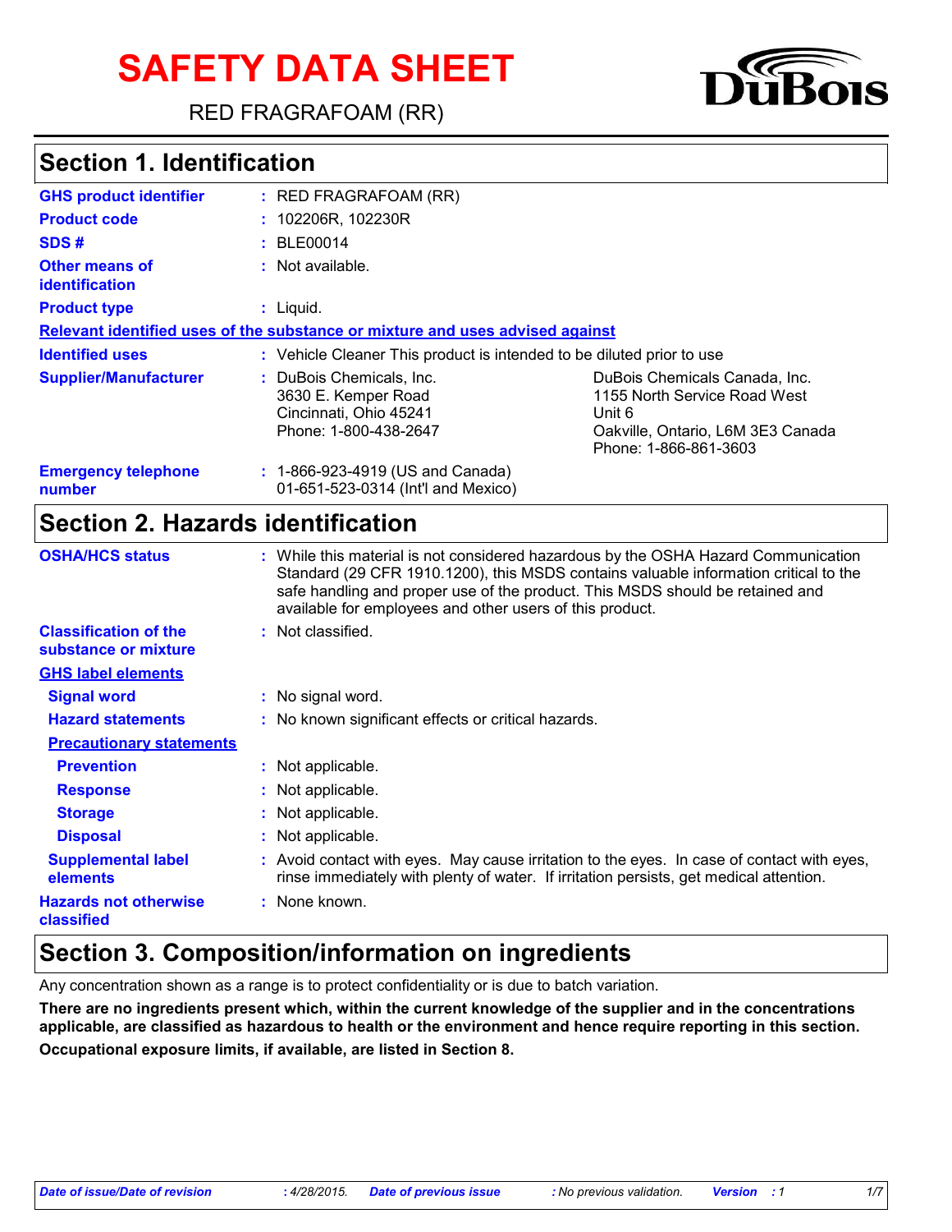# SAFETY DATA SHEET

RED FRAGRAFOAM (RR)

## Section 1. Identification

| | | |
|---|---|---|
| **GHS product identifier** | : RED FRAGRAFOAM (RR) | |
| **Product code** | : 102206R, 102230R | |
| **SDS #** | : BLE00014 | |
| **Other means of identification** | : Not available. | |
| **Product type** | : Liquid. | |

**Relevant identified uses of the substance or mixture and uses advised against**

| | | |
|---|---|---|
| **Identified uses** | : Vehicle Cleaner This product is intended to be diluted prior to use | |
| **Supplier/Manufacturer** | : DuBois Chemicals, Inc.<br>3630 E. Kemper Road<br>Cincinnati, Ohio 45241<br>Phone: 1-800-438-2647 | DuBois Chemicals Canada, Inc.<br>1155 North Service Road West<br>Unit 6<br>Oakville, Ontario, L6M 3E3 Canada<br>Phone: 1-866-861-3603 |
| **Emergency telephone number** | : 1-866-923-4919 (US and Canada)<br>01-651-523-0314 (Int'l and Mexico) | |

## Section 2. Hazards identification

| | |
|---|---|
| **OSHA/HCS status** | : While this material is not considered hazardous by the OSHA Hazard Communication Standard (29 CFR 1910.1200), this MSDS contains valuable information critical to the safe handling and proper use of the product. This MSDS should be retained and available for employees and other users of this product. |
| **Classification of the substance or mixture** | : Not classified. |

**GHS label elements**

| | |
|---|---|
| **Signal word** | : No signal word. |
| **Hazard statements** | : No known significant effects or critical hazards. |

**Precautionary statements**

| | |
|---|---|
| **Prevention** | : Not applicable. |
| **Response** | : Not applicable. |
| **Storage** | : Not applicable. |
| **Disposal** | : Not applicable. |
| **Supplemental label elements** | : Avoid contact with eyes. May cause irritation to the eyes. In case of contact with eyes, rinse immediately with plenty of water. If irritation persists, get medical attention. |
| **Hazards not otherwise classified** | : None known. |

## Section 3. Composition/information on ingredients

Any concentration shown as a range is to protect confidentiality or is due to batch variation.

**There are no ingredients present which, within the current knowledge of the supplier and in the concentrations applicable, are classified as hazardous to health or the environment and hence require reporting in this section.**

**Occupational exposure limits, if available, are listed in Section 8.**

*Date of issue/Date of revision : 4/28/2015. Date of previous issue : No previous validation. Version : 1*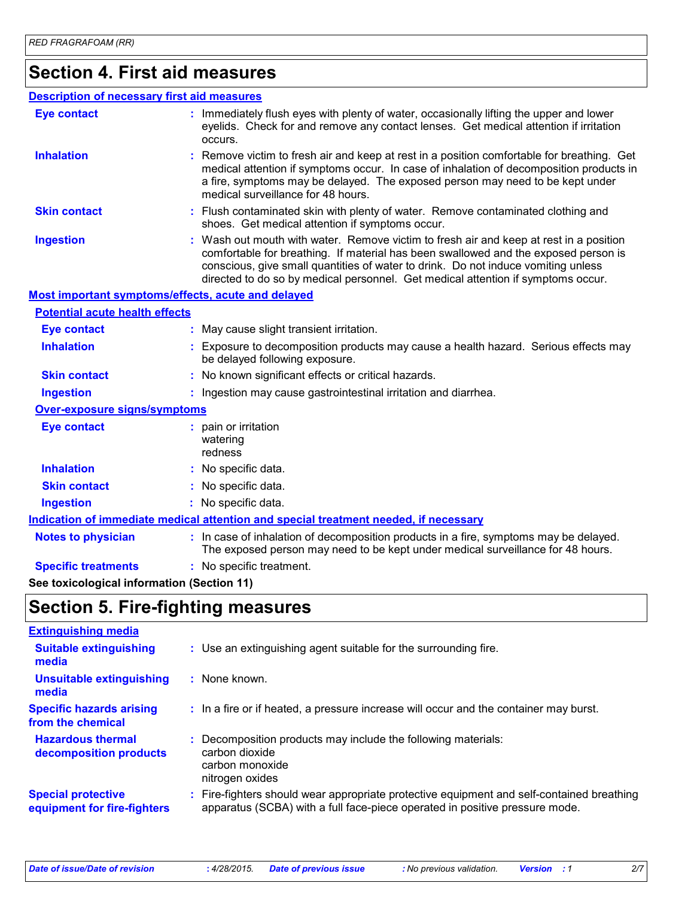## Section 4. First aid measures

### Description of necessary first aid measures

**Eye contact** : Immediately flush eyes with plenty of water, occasionally lifting the upper and lower eyelids. Check for and remove any contact lenses. Get medical attention if irritation occurs.

**Inhalation** : Remove victim to fresh air and keep at rest in a position comfortable for breathing. Get medical attention if symptoms occur. In case of inhalation of decomposition products in a fire, symptoms may be delayed. The exposed person may need to be kept under medical surveillance for 48 hours.

**Skin contact** : Flush contaminated skin with plenty of water. Remove contaminated clothing and shoes. Get medical attention if symptoms occur.

**Ingestion** : Wash out mouth with water. Remove victim to fresh air and keep at rest in a position comfortable for breathing. If material has been swallowed and the exposed person is conscious, give small quantities of water to drink. Do not induce vomiting unless directed to do so by medical personnel. Get medical attention if symptoms occur.

### Most important symptoms/effects, acute and delayed

#### Potential acute health effects

**Eye contact** : May cause slight transient irritation.

**Inhalation** : Exposure to decomposition products may cause a health hazard. Serious effects may be delayed following exposure.

**Skin contact** : No known significant effects or critical hazards.

**Ingestion** : Ingestion may cause gastrointestinal irritation and diarrhea.

#### Over-exposure signs/symptoms

**Eye contact** : pain or irritation
watering
redness

**Inhalation** : No specific data.

**Skin contact** : No specific data.

**Ingestion** : No specific data.

### Indication of immediate medical attention and special treatment needed, if necessary

**Notes to physician** : In case of inhalation of decomposition products in a fire, symptoms may be delayed. The exposed person may need to be kept under medical surveillance for 48 hours.

**Specific treatments** : No specific treatment.

**See toxicological information (Section 11)**

## Section 5. Fire-fighting measures

### Extinguishing media

**Suitable extinguishing media** : Use an extinguishing agent suitable for the surrounding fire.

**Unsuitable extinguishing media** : None known.

**Specific hazards arising from the chemical** : In a fire or if heated, a pressure increase will occur and the container may burst.

**Hazardous thermal decomposition products** : Decomposition products may include the following materials:
carbon dioxide
carbon monoxide
nitrogen oxides

**Special protective equipment for fire-fighters** : Fire-fighters should wear appropriate protective equipment and self-contained breathing apparatus (SCBA) with a full face-piece operated in positive pressure mode.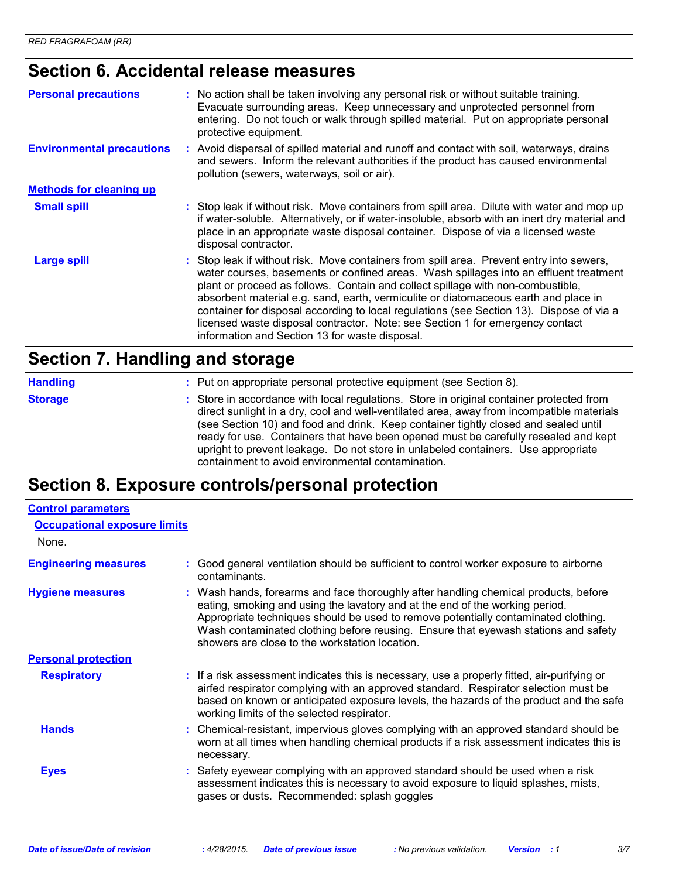## Section 6. Accidental release measures

**Personal precautions** : No action shall be taken involving any personal risk or without suitable training. Evacuate surrounding areas. Keep unnecessary and unprotected personnel from entering. Do not touch or walk through spilled material. Put on appropriate personal protective equipment.

**Environmental precautions** : Avoid dispersal of spilled material and runoff and contact with soil, waterways, drains and sewers. Inform the relevant authorities if the product has caused environmental pollution (sewers, waterways, soil or air).

**Methods for cleaning up**

**Small spill** : Stop leak if without risk. Move containers from spill area. Dilute with water and mop up if water-soluble. Alternatively, or if water-insoluble, absorb with an inert dry material and place in an appropriate waste disposal container. Dispose of via a licensed waste disposal contractor.

**Large spill** : Stop leak if without risk. Move containers from spill area. Prevent entry into sewers, water courses, basements or confined areas. Wash spillages into an effluent treatment plant or proceed as follows. Contain and collect spillage with non-combustible, absorbent material e.g. sand, earth, vermiculite or diatomaceous earth and place in container for disposal according to local regulations (see Section 13). Dispose of via a licensed waste disposal contractor. Note: see Section 1 for emergency contact information and Section 13 for waste disposal.

## Section 7. Handling and storage

**Handling** : Put on appropriate personal protective equipment (see Section 8).

**Storage** : Store in accordance with local regulations. Store in original container protected from direct sunlight in a dry, cool and well-ventilated area, away from incompatible materials (see Section 10) and food and drink. Keep container tightly closed and sealed until ready for use. Containers that have been opened must be carefully resealed and kept upright to prevent leakage. Do not store in unlabeled containers. Use appropriate containment to avoid environmental contamination.

## Section 8. Exposure controls/personal protection

**Control parameters**

**Occupational exposure limits**

None.

**Engineering measures** : Good general ventilation should be sufficient to control worker exposure to airborne contaminants.

**Hygiene measures** : Wash hands, forearms and face thoroughly after handling chemical products, before eating, smoking and using the lavatory and at the end of the working period. Appropriate techniques should be used to remove potentially contaminated clothing. Wash contaminated clothing before reusing. Ensure that eyewash stations and safety showers are close to the workstation location.

**Personal protection**

**Respiratory** : If a risk assessment indicates this is necessary, use a properly fitted, air-purifying or airfed respirator complying with an approved standard. Respirator selection must be based on known or anticipated exposure levels, the hazards of the product and the safe working limits of the selected respirator.

**Hands** : Chemical-resistant, impervious gloves complying with an approved standard should be worn at all times when handling chemical products if a risk assessment indicates this is necessary.

**Eyes** : Safety eyewear complying with an approved standard should be used when a risk assessment indicates this is necessary to avoid exposure to liquid splashes, mists, gases or dusts. Recommended: splash goggles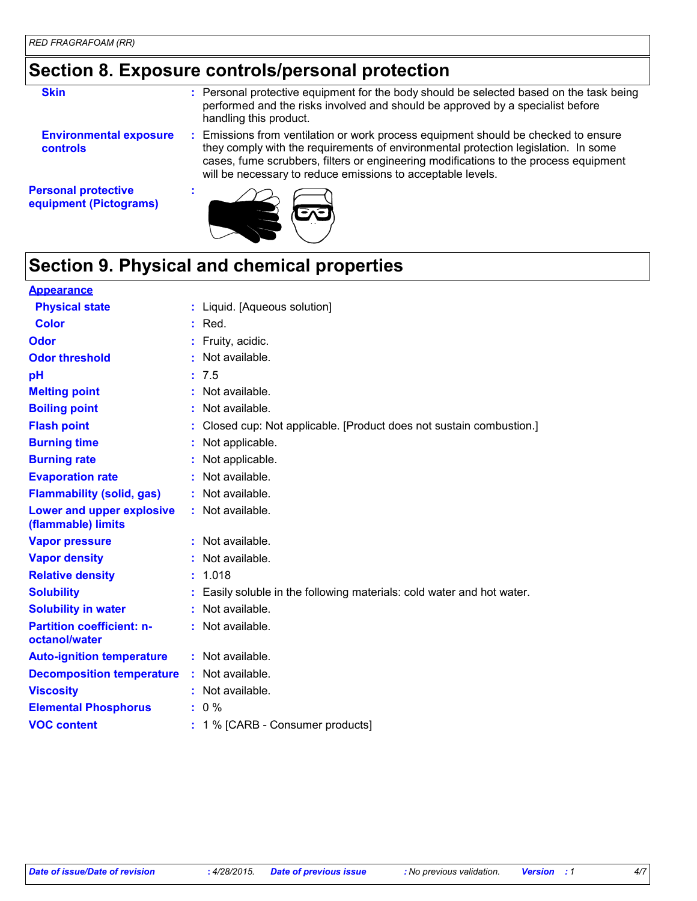## Section 8. Exposure controls/personal protection

| | |
|---|---|
| **Skin** | Personal protective equipment for the body should be selected based on the task being performed and the risks involved and should be approved by a specialist before handling this product. |
| **Environmental exposure controls** | Emissions from ventilation or work process equipment should be checked to ensure they comply with the requirements of environmental protection legislation. In some cases, fume scrubbers, filters or engineering modifications to the process equipment will be necessary to reduce emissions to acceptable levels. |
| **Personal protective equipment (Pictograms)** | |

## Section 9. Physical and chemical properties

**Appearance**

| | |
|---|---|
| **Physical state** | Liquid. [Aqueous solution] |
| **Color** | Red. |
| **Odor** | Fruity, acidic. |
| **Odor threshold** | Not available. |
| **pH** | 7.5 |
| **Melting point** | Not available. |
| **Boiling point** | Not available. |
| **Flash point** | Closed cup: Not applicable. [Product does not sustain combustion.] |
| **Burning time** | Not applicable. |
| **Burning rate** | Not applicable. |
| **Evaporation rate** | Not available. |
| **Flammability (solid, gas)** | Not available. |
| **Lower and upper explosive (flammable) limits** | Not available. |
| **Vapor pressure** | Not available. |
| **Vapor density** | Not available. |
| **Relative density** | 1.018 |
| **Solubility** | Easily soluble in the following materials: cold water and hot water. |
| **Solubility in water** | Not available. |
| **Partition coefficient: n-octanol/water** | Not available. |
| **Auto-ignition temperature** | Not available. |
| **Decomposition temperature** | Not available. |
| **Viscosity** | Not available. |
| **Elemental Phosphorus** | 0 % |
| **VOC content** | 1 % [CARB - Consumer products] |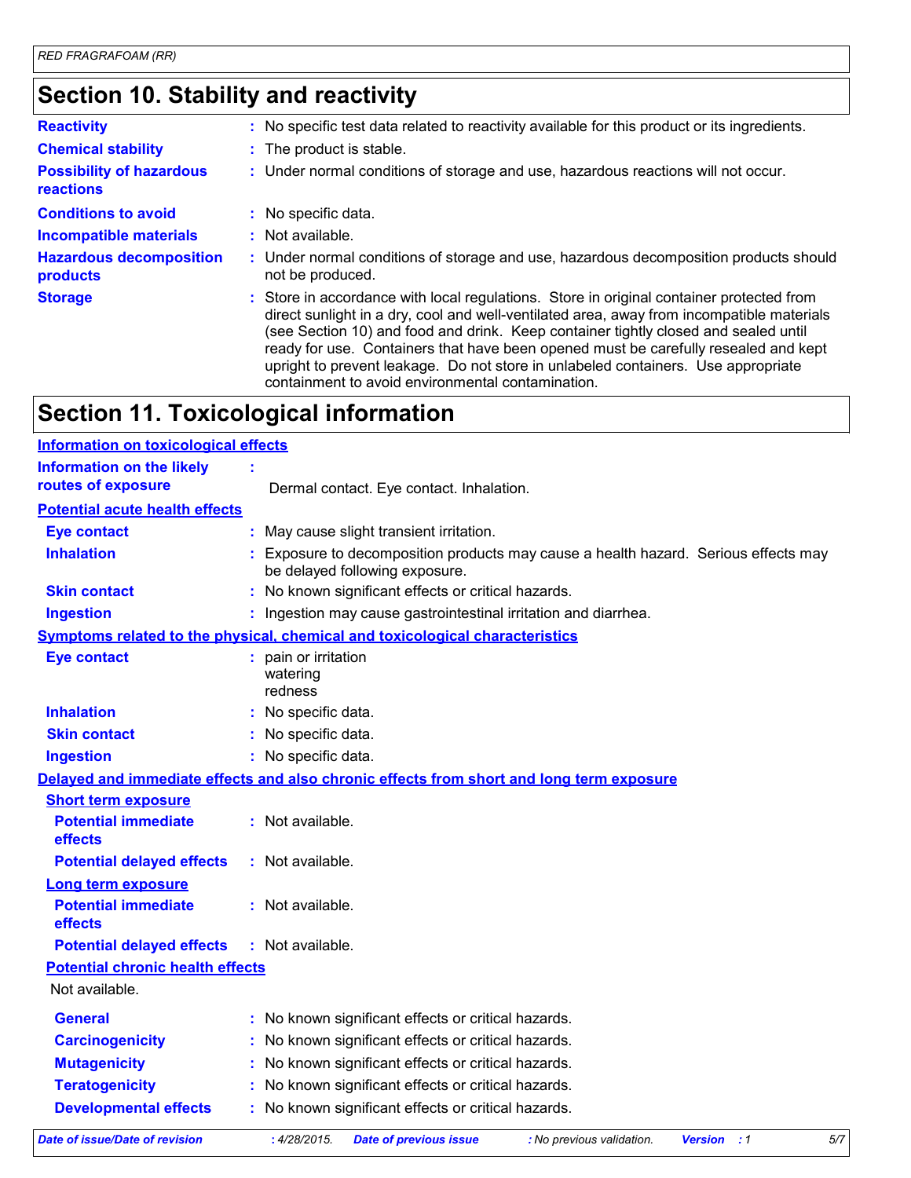## Section 10. Stability and reactivity

| | |
|---|---|
| **Reactivity** | No specific test data related to reactivity available for this product or its ingredients. |
| **Chemical stability** | The product is stable. |
| **Possibility of hazardous reactions** | Under normal conditions of storage and use, hazardous reactions will not occur. |
| **Conditions to avoid** | No specific data. |
| **Incompatible materials** | Not available. |
| **Hazardous decomposition products** | Under normal conditions of storage and use, hazardous decomposition products should not be produced. |
| **Storage** | Store in accordance with local regulations. Store in original container protected from direct sunlight in a dry, cool and well-ventilated area, away from incompatible materials (see Section 10) and food and drink. Keep container tightly closed and sealed until ready for use. Containers that have been opened must be carefully resealed and kept upright to prevent leakage. Do not store in unlabeled containers. Use appropriate containment to avoid environmental contamination. |

## Section 11. Toxicological information

### Information on toxicological effects

**Information on the likely routes of exposure** : Dermal contact. Eye contact. Inhalation.

### Potential acute health effects

| | |
|---|---|
| **Eye contact** | May cause slight transient irritation. |
| **Inhalation** | Exposure to decomposition products may cause a health hazard. Serious effects may be delayed following exposure. |
| **Skin contact** | No known significant effects or critical hazards. |
| **Ingestion** | Ingestion may cause gastrointestinal irritation and diarrhea. |

### Symptoms related to the physical, chemical and toxicological characteristics

| | |
|---|---|
| **Eye contact** | pain or irritation<br>watering<br>redness |
| **Inhalation** | No specific data. |
| **Skin contact** | No specific data. |
| **Ingestion** | No specific data. |

### Delayed and immediate effects and also chronic effects from short and long term exposure

**Short term exposure**

| | |
|---|---|
| **Potential immediate effects** | Not available. |
| **Potential delayed effects** | Not available. |

**Long term exposure**

| | |
|---|---|
| **Potential immediate effects** | Not available. |
| **Potential delayed effects** | Not available. |

**Potential chronic health effects**

Not available.

| | |
|---|---|
| **General** | No known significant effects or critical hazards. |
| **Carcinogenicity** | No known significant effects or critical hazards. |
| **Mutagenicity** | No known significant effects or critical hazards. |
| **Teratogenicity** | No known significant effects or critical hazards. |
| **Developmental effects** | No known significant effects or critical hazards. |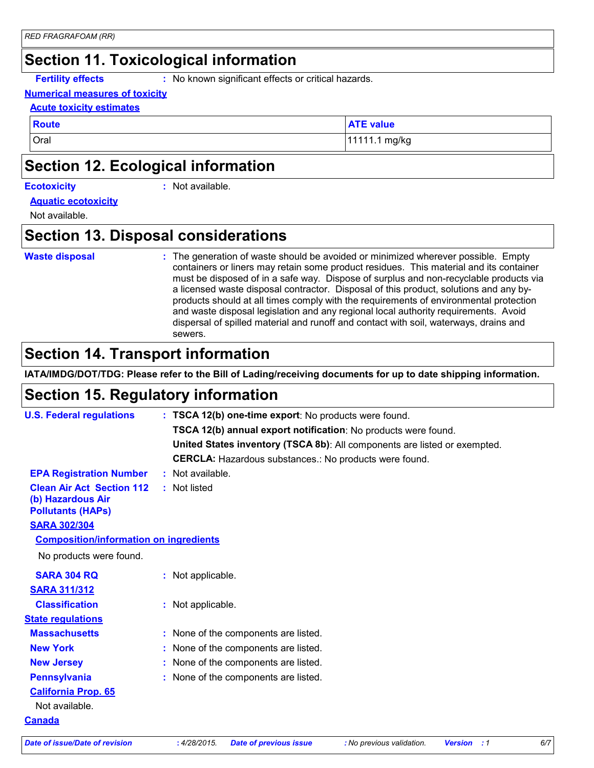## Section 11. Toxicological information

**Fertility effects** : No known significant effects or critical hazards.

**Numerical measures of toxicity**

**Acute toxicity estimates**

| Route | ATE value |
|---|---|
| Oral | 11111.1 mg/kg |

## Section 12. Ecological information

**Ecotoxicity** : Not available.

**Aquatic ecotoxicity**

Not available.

## Section 13. Disposal considerations

**Waste disposal** : The generation of waste should be avoided or minimized wherever possible. Empty containers or liners may retain some product residues. This material and its container must be disposed of in a safe way. Dispose of surplus and non-recyclable products via a licensed waste disposal contractor. Disposal of this product, solutions and any by-products should at all times comply with the requirements of environmental protection and waste disposal legislation and any regional local authority requirements. Avoid dispersal of spilled material and runoff and contact with soil, waterways, drains and sewers.

## Section 14. Transport information

**IATA/IMDG/DOT/TDG: Please refer to the Bill of Lading/receiving documents for up to date shipping information.**

## Section 15. Regulatory information

**U.S. Federal regulations** : **TSCA 12(b) one-time export**: No products were found.

**TSCA 12(b) annual export notification**: No products were found.

**United States inventory (TSCA 8b)**: All components are listed or exempted.

**CERCLA:** Hazardous substances.: No products were found.

**EPA Registration Number** : Not available.

**Clean Air Act Section 112 (b) Hazardous Air Pollutants (HAPs)** : Not listed

**SARA 302/304**

**Composition/information on ingredients**

No products were found.

**SARA 304 RQ** : Not applicable.

**SARA 311/312**

**Classification** : Not applicable.

**State regulations**

**Massachusetts** : None of the components are listed.

**New York** : None of the components are listed.

**New Jersey** : None of the components are listed.

**Pennsylvania** : None of the components are listed.

**California Prop. 65**

Not available.

**Canada**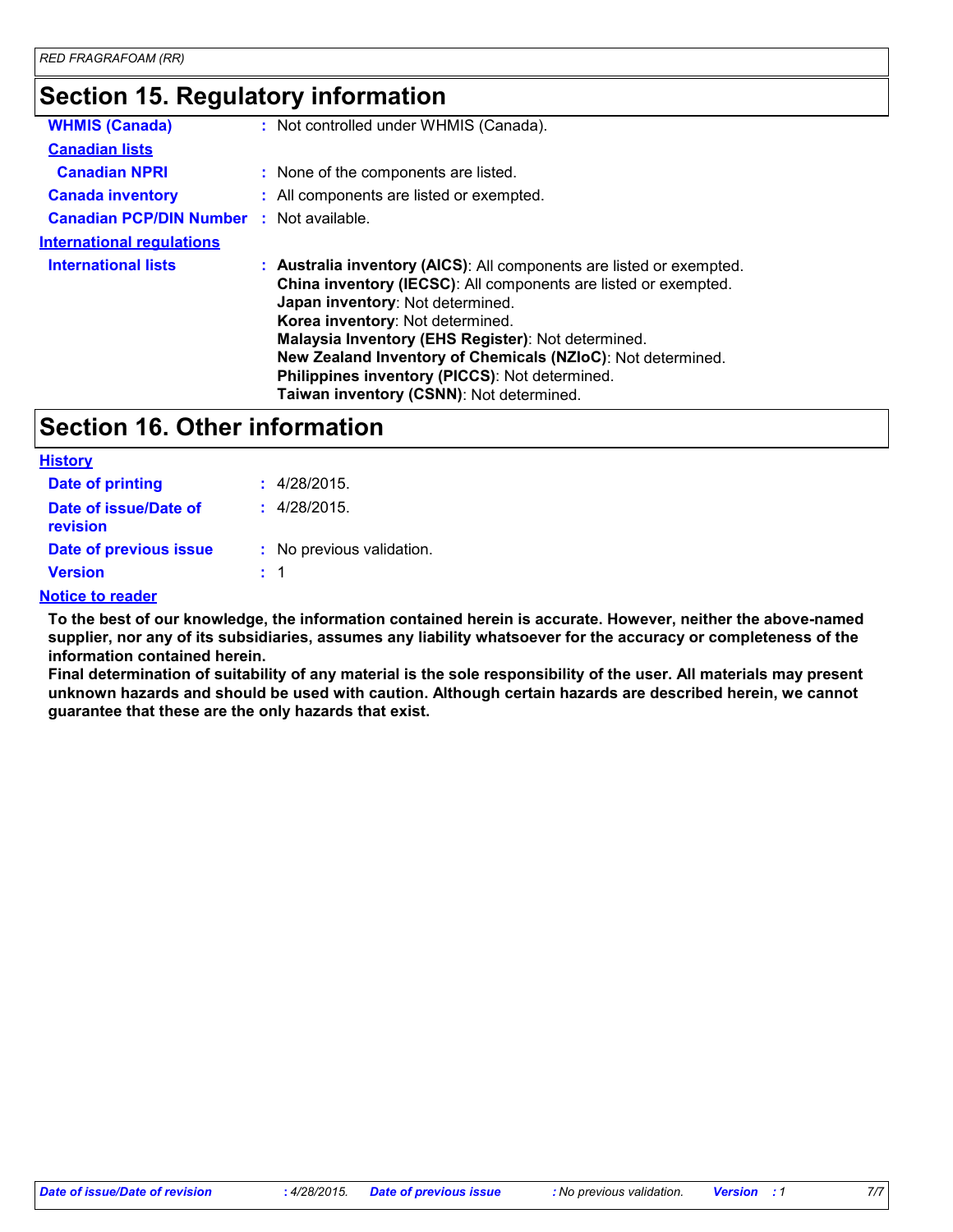## Section 15. Regulatory information

**WHMIS (Canada)** : Not controlled under WHMIS (Canada).

**Canadian lists**

**Canadian NPRI** : None of the components are listed.

**Canada inventory** : All components are listed or exempted.

**Canadian PCP/DIN Number** : Not available.

**International regulations**

**International lists** :
**Australia inventory (AICS)**: All components are listed or exempted.
**China inventory (IECSC)**: All components are listed or exempted.
**Japan inventory**: Not determined.
**Korea inventory**: Not determined.
**Malaysia Inventory (EHS Register)**: Not determined.
**New Zealand Inventory of Chemicals (NZIoC)**: Not determined.
**Philippines inventory (PICCS)**: Not determined.
**Taiwan inventory (CSNN)**: Not determined.

## Section 16. Other information

**History**

**Date of printing** : 4/28/2015.

**Date of issue/Date of revision** : 4/28/2015.

**Date of previous issue** : No previous validation.

**Version** : 1

**Notice to reader**

**To the best of our knowledge, the information contained herein is accurate. However, neither the above-named supplier, nor any of its subsidiaries, assumes any liability whatsoever for the accuracy or completeness of the information contained herein.**
**Final determination of suitability of any material is the sole responsibility of the user. All materials may present unknown hazards and should be used with caution. Although certain hazards are described herein, we cannot guarantee that these are the only hazards that exist.**